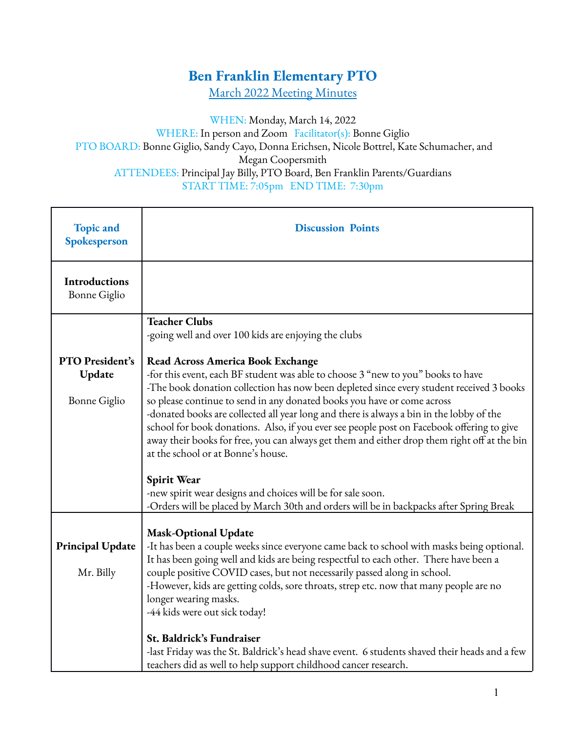# Ben Franklin Elementary PTO

## March 2022 Meeting Minutes

WHEN: Monday, March 14, 2022
WHERE: In person and Zoom   Facilitator(s): Bonne Giglio
PTO BOARD: Bonne Giglio, Sandy Cayo, Donna Erichsen, Nicole Bottrel, Kate Schumacher, and Megan Coopersmith
ATTENDEES: Principal Jay Billy, PTO Board, Ben Franklin Parents/Guardians
START TIME: 7:05pm   END TIME: 7:30pm

| Topic and Spokesperson | Discussion Points |
|---|---|
| **Introductions**<br>Bonne Giglio | |
| **PTO President's Update**<br><br>Bonne Giglio | **Teacher Clubs**<br>-going well and over 100 kids are enjoying the clubs<br><br>**Read Across America Book Exchange**<br>-for this event, each BF student was able to choose 3 "new to you" books to have<br>-The book donation collection has now been depleted since every student received 3 books so please continue to send in any donated books you have or come across<br>-donated books are collected all year long and there is always a bin in the lobby of the school for book donations. Also, if you ever see people post on Facebook offering to give away their books for free, you can always get them and either drop them right off at the bin at the school or at Bonne's house.<br><br>**Spirit Wear**<br>-new spirit wear designs and choices will be for sale soon.<br>-Orders will be placed by March 30th and orders will be in backpacks after Spring Break |
| **Principal Update**<br><br>Mr. Billy | **Mask-Optional Update**<br>-It has been a couple weeks since everyone came back to school with masks being optional. It has been going well and kids are being respectful to each other. There have been a couple positive COVID cases, but not necessarily passed along in school.<br>-However, kids are getting colds, sore throats, strep etc. now that many people are no longer wearing masks.<br>-44 kids were out sick today!<br><br>**St. Baldrick's Fundraiser**<br>-last Friday was the St. Baldrick's head shave event. 6 students shaved their heads and a few teachers did as well to help support childhood cancer research. |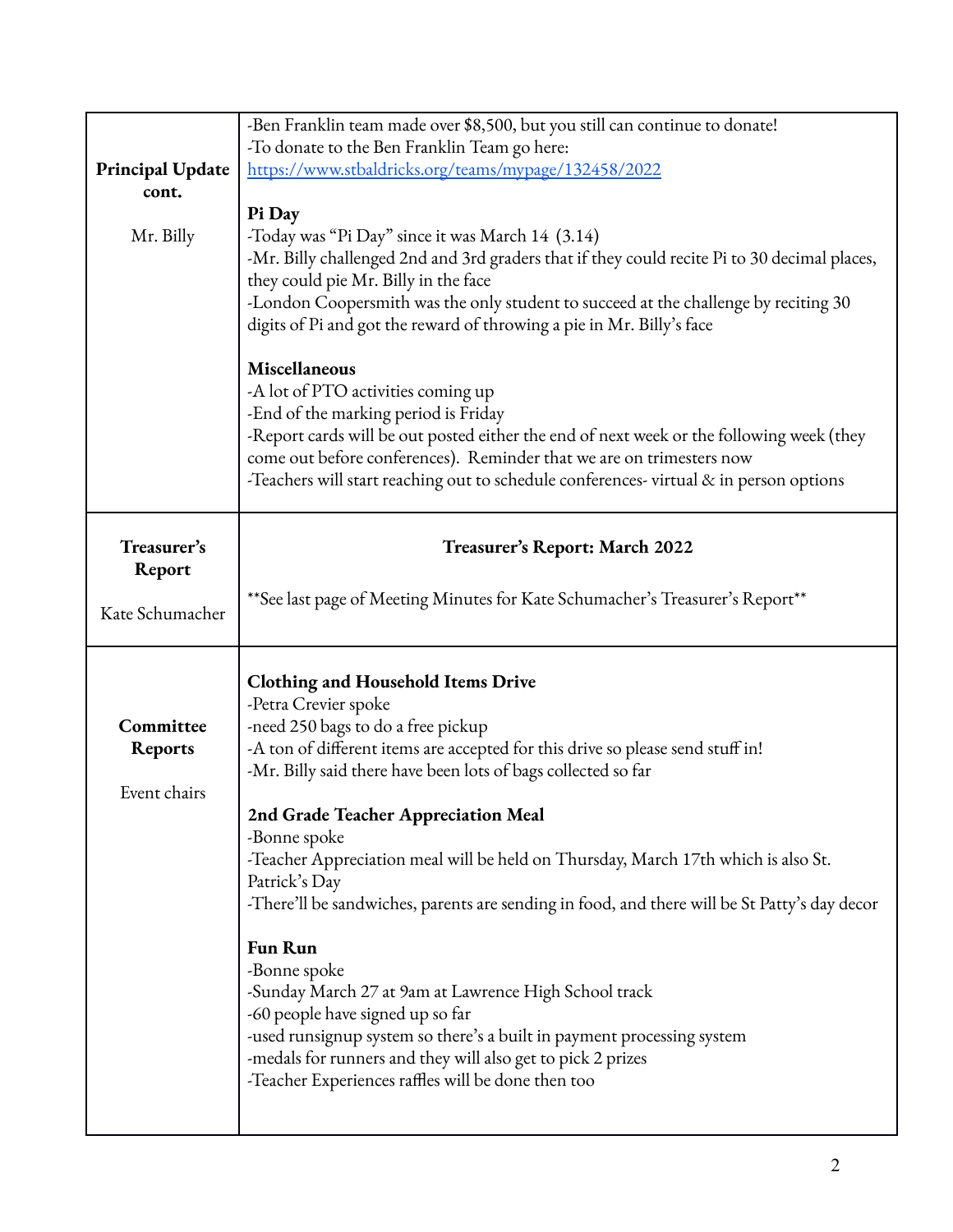| | |
|---|---|
| **Principal Update cont.**<br><br>Mr. Billy | -Ben Franklin team made over $8,500, but you still can continue to donate!<br>-To donate to the Ben Franklin Team go here: https://www.stbaldricks.org/teams/mypage/132458/2022<br><br>**Pi Day**<br>-Today was "Pi Day" since it was March 14 (3.14)<br>-Mr. Billy challenged 2nd and 3rd graders that if they could recite Pi to 30 decimal places, they could pie Mr. Billy in the face<br>-London Coopersmith was the only student to succeed at the challenge by reciting 30 digits of Pi and got the reward of throwing a pie in Mr. Billy's face<br><br>**Miscellaneous**<br>-A lot of PTO activities coming up<br>-End of the marking period is Friday<br>-Report cards will be out posted either the end of next week or the following week (they come out before conferences). Reminder that we are on trimesters now<br>-Teachers will start reaching out to schedule conferences- virtual & in person options |
| **Treasurer's Report**<br><br>Kate Schumacher | **Treasurer's Report: March 2022**<br><br>**See last page of Meeting Minutes for Kate Schumacher's Treasurer's Report** |
| **Committee Reports**<br><br>Event chairs | **Clothing and Household Items Drive**<br>-Petra Crevier spoke<br>-need 250 bags to do a free pickup<br>-A ton of different items are accepted for this drive so please send stuff in!<br>-Mr. Billy said there have been lots of bags collected so far<br><br>**2nd Grade Teacher Appreciation Meal**<br>-Bonne spoke<br>-Teacher Appreciation meal will be held on Thursday, March 17th which is also St. Patrick's Day<br>-There'll be sandwiches, parents are sending in food, and there will be St Patty's day decor<br><br>**Fun Run**<br>-Bonne spoke<br>-Sunday March 27 at 9am at Lawrence High School track<br>-60 people have signed up so far<br>-used runsignup system so there's a built in payment processing system<br>-medals for runners and they will also get to pick 2 prizes<br>-Teacher Experiences raffles will be done then too |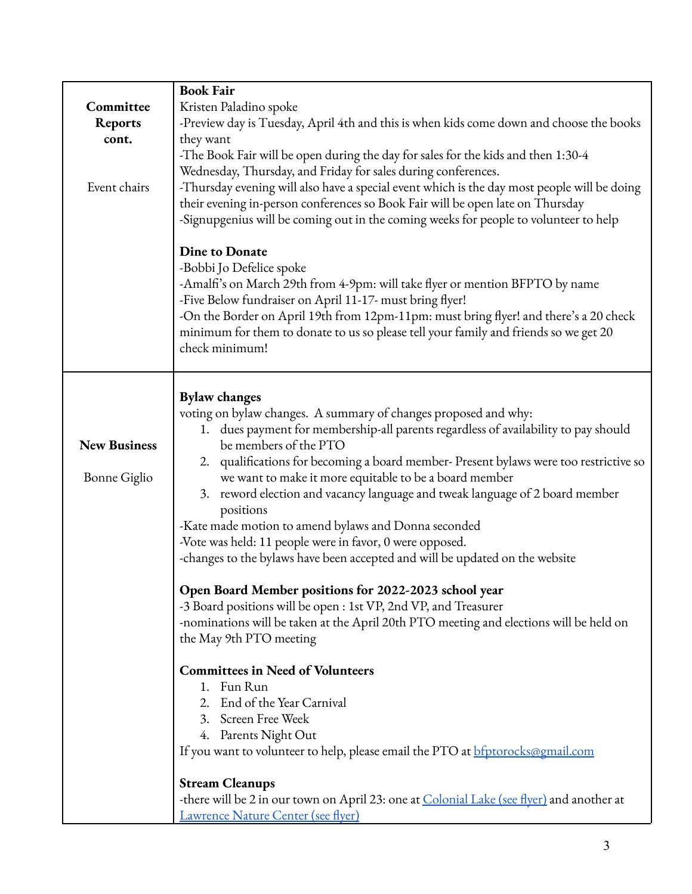| | |
|---|---|
| **Committee Reports cont.**<br><br>Event chairs | **Book Fair**<br>Kristen Paladino spoke<br>-Preview day is Tuesday, April 4th and this is when kids come down and choose the books they want<br>-The Book Fair will be open during the day for sales for the kids and then 1:30-4 Wednesday, Thursday, and Friday for sales during conferences.<br>-Thursday evening will also have a special event which is the day most people will be doing their evening in-person conferences so Book Fair will be open late on Thursday<br>-Signupgenius will be coming out in the coming weeks for people to volunteer to help<br><br>**Dine to Donate**<br>-Bobbi Jo Defelice spoke<br>-Amalfi's on March 29th from 4-9pm: will take flyer or mention BFPTO by name<br>-Five Below fundraiser on April 11-17- must bring flyer!<br>-On the Border on April 19th from 12pm-11pm: must bring flyer! and there's a 20 check minimum for them to donate to us so please tell your family and friends so we get 20 check minimum! |
| **New Business**<br><br>Bonne Giglio | **Bylaw changes**<br>voting on bylaw changes. A summary of changes proposed and why:<br>1. dues payment for membership-all parents regardless of availability to pay should be members of the PTO<br>2. qualifications for becoming a board member- Present bylaws were too restrictive so we want to make it more equitable to be a board member<br>3. reword election and vacancy language and tweak language of 2 board member positions<br>-Kate made motion to amend bylaws and Donna seconded<br>-Vote was held: 11 people were in favor, 0 were opposed.<br>-changes to the bylaws have been accepted and will be updated on the website<br><br>**Open Board Member positions for 2022-2023 school year**<br>-3 Board positions will be open : 1st VP, 2nd VP, and Treasurer<br>-nominations will be taken at the April 20th PTO meeting and elections will be held on the May 9th PTO meeting<br><br>**Committees in Need of Volunteers**<br>1. Fun Run<br>2. End of the Year Carnival<br>3. Screen Free Week<br>4. Parents Night Out<br>If you want to volunteer to help, please email the PTO at bfptorocks@gmail.com<br><br>**Stream Cleanups**<br>-there will be 2 in our town on April 23: one at Colonial Lake (see flyer) and another at Lawrence Nature Center (see flyer) |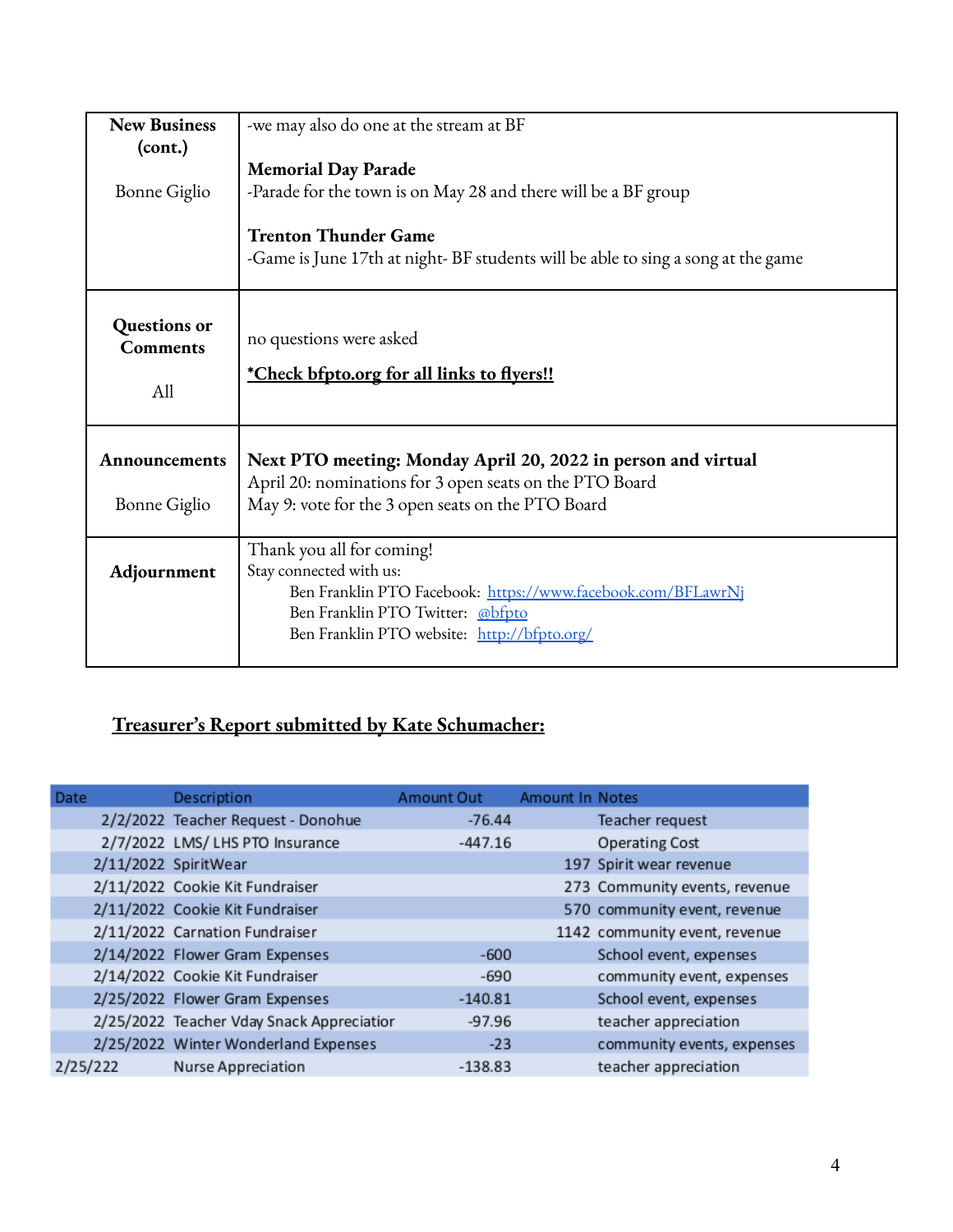| | |
|---|---|
| **New Business (cont.)**<br><br>Bonne Giglio | -we may also do one at the stream at BF<br><br>**Memorial Day Parade**<br>-Parade for the town is on May 28 and there will be a BF group<br><br>**Trenton Thunder Game**<br>-Game is June 17th at night- BF students will be able to sing a song at the game |
| **Questions or Comments**<br><br>All | no questions were asked<br><br>**<u>*Check bfpto.org for all links to flyers!!</u>** |
| **Announcements**<br><br>Bonne Giglio | **Next PTO meeting: Monday April 20, 2022 in person and virtual**<br>April 20: nominations for 3 open seats on the PTO Board<br>May 9: vote for the 3 open seats on the PTO Board |
| **Adjournment** | Thank you all for coming!<br>Stay connected with us:<br>Ben Franklin PTO Facebook: https://www.facebook.com/BFLawrNj<br>Ben Franklin PTO Twitter: @bfpto<br>Ben Franklin PTO website: http://bfpto.org/ |

## <u>Treasurer's Report submitted by Kate Schumacher:</u>

| Date | Description | Amount Out | Amount In | Notes |
|---|---|---|---|---|
| 2/2/2022 | Teacher Request - Donohue | -76.44 | | Teacher request |
| 2/7/2022 | LMS/ LHS PTO Insurance | -447.16 | | Operating Cost |
| 2/11/2022 | SpiritWear | | 197 | Spirit wear revenue |
| 2/11/2022 | Cookie Kit Fundraiser | | 273 | Community events, revenue |
| 2/11/2022 | Cookie Kit Fundraiser | | 570 | community event, revenue |
| 2/11/2022 | Carnation Fundraiser | | 1142 | community event, revenue |
| 2/14/2022 | Flower Gram Expenses | -600 | | School event, expenses |
| 2/14/2022 | Cookie Kit Fundraiser | -690 | | community event, expenses |
| 2/25/2022 | Flower Gram Expenses | -140.81 | | School event, expenses |
| 2/25/2022 | Teacher Vday Snack Appreciatior | -97.96 | | teacher appreciation |
| 2/25/2022 | Winter Wonderland Expenses | -23 | | community events, expenses |
| 2/25/222 | Nurse Appreciation | -138.83 | | teacher appreciation |